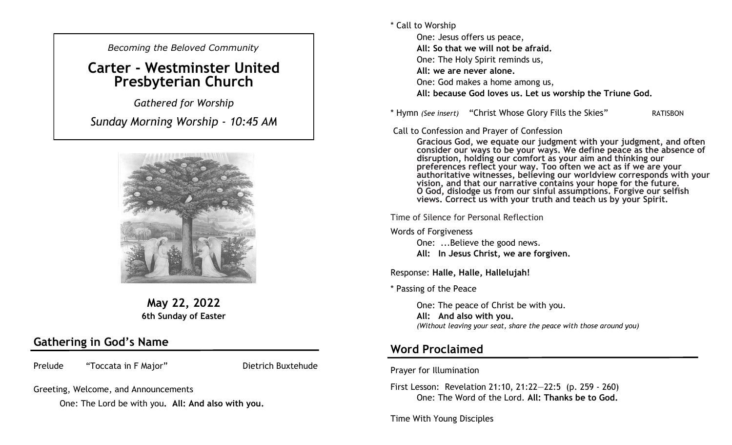*Becoming the Beloved Community*

# Carter - Westminster United Presbyterian Church

*Gathered for Worship*

*Sunday Morning Worship - 10:45 AM*

**May 22, 2022**
**6th Sunday of Easter**

## Gathering in God's Name

Prelude "Toccata in F Major" Dietrich Buxtehude

Greeting, Welcome, and Announcements

One: The Lord be with you. **All: And also with you.**

\* Call to Worship

One: Jesus offers us peace,
**All: So that we will not be afraid.**
One: The Holy Spirit reminds us,
**All: we are never alone.**
One: God makes a home among us,
**All: because God loves us. Let us worship the Triune God.**

\* Hymn *(See insert)* "Christ Whose Glory Fills the Skies" RATISBON

Call to Confession and Prayer of Confession

**Gracious God, we equate our judgment with your judgment, and often consider our ways to be your ways. We define peace as the absence of disruption, holding our comfort as your aim and thinking our preferences reflect your way. Too often we act as if we are your authoritative witnesses, believing our worldview corresponds with your vision, and that our narrative contains your hope for the future. O God, dislodge us from our sinful assumptions. Forgive our selfish views. Correct us with your truth and teach us by your Spirit.**

Time of Silence for Personal Reflection

Words of Forgiveness

One: ...Believe the good news.
**All: In Jesus Christ, we are forgiven.**

Response: **Halle, Halle, Hallelujah!**

\* Passing of the Peace

One: The peace of Christ be with you.
**All: And also with you.**
*(Without leaving your seat, share the peace with those around you)*

## Word Proclaimed

Prayer for Illumination

First Lesson: Revelation 21:10, 21:22—22:5 (p. 259 - 260)
One: The Word of the Lord. **All: Thanks be to God.**

Time With Young Disciples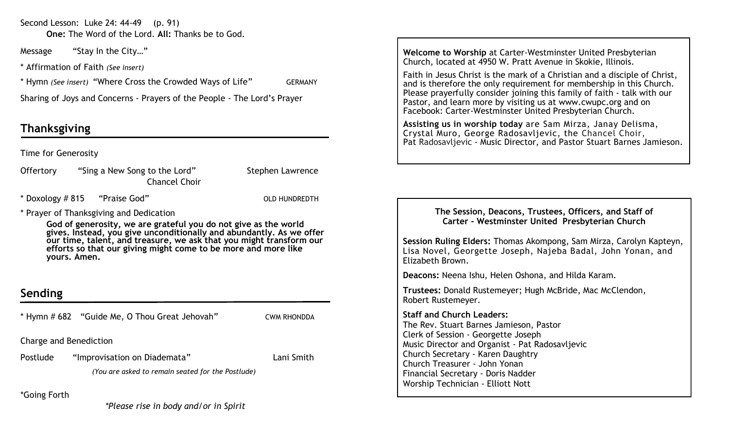Second Lesson: Luke 24: 44-49 (p. 91)

**One:** The Word of the Lord. **All:** Thanks be to God.

Message "Stay In the City…"

* Affirmation of Faith *(See insert)*

* Hymn *(See insert)* "Where Cross the Crowded Ways of Life" GERMANY

Sharing of Joys and Concerns - Prayers of the People - The Lord's Prayer

## Thanksgiving

Time for Generosity

Offertory "Sing a New Song to the Lord" Stephen Lawrence
Chancel Choir

* Doxology # 815 "Praise God" OLD HUNDREDTH

* Prayer of Thanksgiving and Dedication

**God of generosity, we are grateful you do not give as the world gives. Instead, you give unconditionally and abundantly. As we offer our time, talent, and treasure, we ask that you might transform our efforts so that our giving might come to be more and more like yours. Amen.**

## Sending

* Hymn # 682 "Guide Me, O Thou Great Jehovah" CWM RHONDDA

Charge and Benediction

Postlude "Improvisation on Diademata" Lani Smith

*(You are asked to remain seated for the Postlude)*

*Going Forth

**Please rise in body and/or in Spirit*

**Welcome to Worship** at Carter-Westminster United Presbyterian Church, located at 4950 W. Pratt Avenue in Skokie, Illinois.

Faith in Jesus Christ is the mark of a Christian and a disciple of Christ, and is therefore the only requirement for membership in this Church. Please prayerfully consider joining this family of faith - talk with our Pastor, and learn more by visiting us at www.cwupc.org and on Facebook: Carter-Westminster United Presbyterian Church.

**Assisting us in worship today** are Sam Mirza, Janay Delisma, Crystal Muro, George Radosavljevic, the Chancel Choir, Pat Radosavljevic - Music Director, and Pastor Stuart Barnes Jamieson.

**The Session, Deacons, Trustees, Officers, and Staff of Carter - Westminster United Presbyterian Church**

**Session Ruling Elders:** Thomas Akompong, Sam Mirza, Carolyn Kapteyn, Lisa Novel, Georgette Joseph, Najeba Badal, John Yonan, and Elizabeth Brown.

**Deacons:** Neena Ishu, Helen Oshona, and Hilda Karam.

**Trustees:** Donald Rustemeyer; Hugh McBride, Mac McClendon, Robert Rustemeyer.

**Staff and Church Leaders:**
The Rev. Stuart Barnes Jamieson, Pastor
Clerk of Session - Georgette Joseph
Music Director and Organist - Pat Radosavljevic
Church Secretary - Karen Daughtry
Church Treasurer - John Yonan
Financial Secretary - Doris Nadder
Worship Technician - Elliott Nott